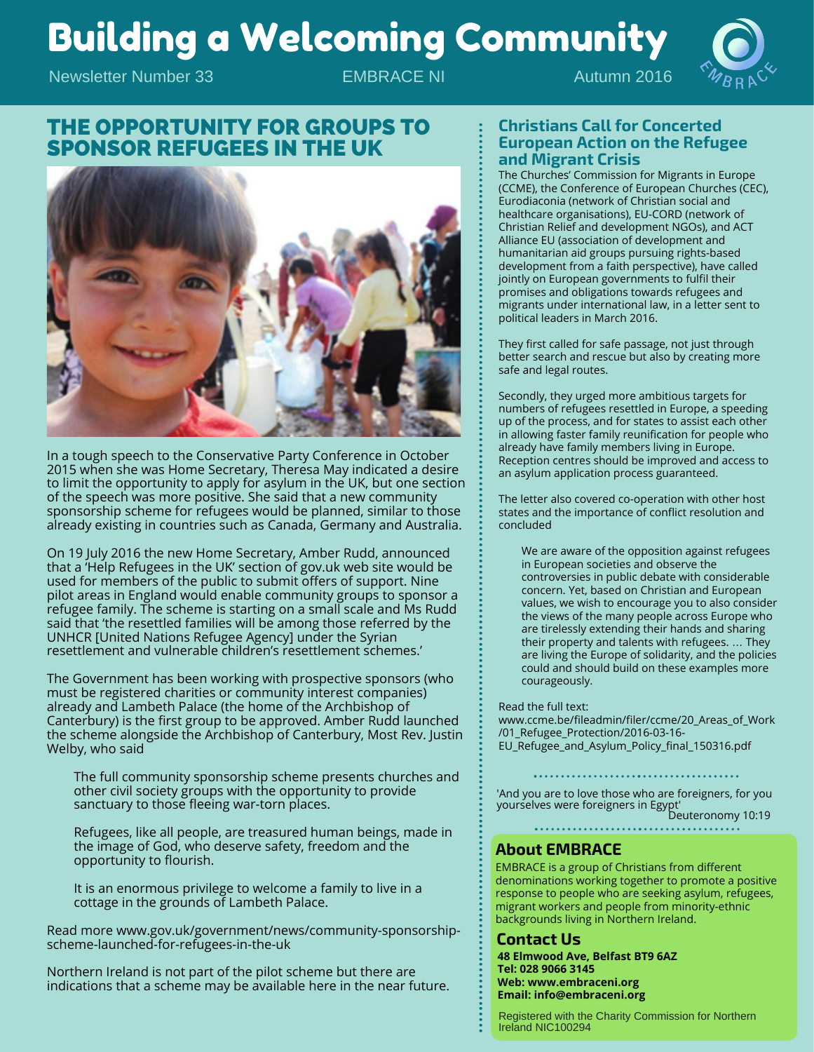# Building a Welcoming Community

Newsletter Number 33 EMBRACE NI Autumn 2016

## THE OPPORTUNITY FOR GROUPS TO SPONSOR REFUGEES IN THE UK

In a tough speech to the Conservative Party Conference in October 2015 when she was Home Secretary, Theresa May indicated a desire to limit the opportunity to apply for asylum in the UK, but one section of the speech was more positive. She said that a new community sponsorship scheme for refugees would be planned, similar to those already existing in countries such as Canada, Germany and Australia.

On 19 July 2016 the new Home Secretary, Amber Rudd, announced that a 'Help Refugees in the UK' section of gov.uk web site would be used for members of the public to submit offers of support. Nine pilot areas in England would enable community groups to sponsor a refugee family. The scheme is starting on a small scale and Ms Rudd said that 'the resettled families will be among those referred by the UNHCR [United Nations Refugee Agency] under the Syrian resettlement and vulnerable children's resettlement schemes.'

The Government has been working with prospective sponsors (who must be registered charities or community interest companies) already and Lambeth Palace (the home of the Archbishop of Canterbury) is the first group to be approved. Amber Rudd launched the scheme alongside the Archbishop of Canterbury, Most Rev. Justin Welby, who said

> The full community sponsorship scheme presents churches and other civil society groups with the opportunity to provide sanctuary to those fleeing war-torn places.
>
> Refugees, like all people, are treasured human beings, made in the image of God, who deserve safety, freedom and the opportunity to flourish.
>
> It is an enormous privilege to welcome a family to live in a cottage in the grounds of Lambeth Palace.

Read more www.gov.uk/government/news/community-sponsorship-scheme-launched-for-refugees-in-the-uk

Northern Ireland is not part of the pilot scheme but there are indications that a scheme may be available here in the near future.

## Christians Call for Concerted European Action on the Refugee and Migrant Crisis

The Churches' Commission for Migrants in Europe (CCME), the Conference of European Churches (CEC), Eurodiaconia (network of Christian social and healthcare organisations), EU-CORD (network of Christian Relief and development NGOs), and ACT Alliance EU (association of development and humanitarian aid groups pursuing rights-based development from a faith perspective), have called jointly on European governments to fulfil their promises and obligations towards refugees and migrants under international law, in a letter sent to political leaders in March 2016.

They first called for safe passage, not just through better search and rescue but also by creating more safe and legal routes.

Secondly, they urged more ambitious targets for numbers of refugees resettled in Europe, a speeding up of the process, and for states to assist each other in allowing faster family reunification for people who already have family members living in Europe. Reception centres should be improved and access to an asylum application process guaranteed.

The letter also covered co-operation with other host states and the importance of conflict resolution and concluded

> We are aware of the opposition against refugees in European societies and observe the controversies in public debate with considerable concern. Yet, based on Christian and European values, we wish to encourage you to also consider the views of the many people across Europe who are tirelessly extending their hands and sharing their property and talents with refugees. ... They are living the Europe of solidarity, and the policies could and should build on these examples more courageously.

Read the full text:
www.ccme.be/fileadmin/filer/ccme/20_Areas_of_Work/01_Refugee_Protection/2016-03-16-EU_Refugee_and_Asylum_Policy_final_150316.pdf

'And you are to love those who are foreigners, for you yourselves were foreigners in Egypt'
Deuteronomy 10:19

## About EMBRACE

EMBRACE is a group of Christians from different denominations working together to promote a positive response to people who are seeking asylum, refugees, migrant workers and people from minority-ethnic backgrounds living in Northern Ireland.

## Contact Us

**48 Elmwood Ave, Belfast BT9 6AZ**
**Tel: 028 9066 3145**
**Web: www.embraceni.org**
**Email: info@embraceni.org**

Registered with the Charity Commission for Northern Ireland NIC100294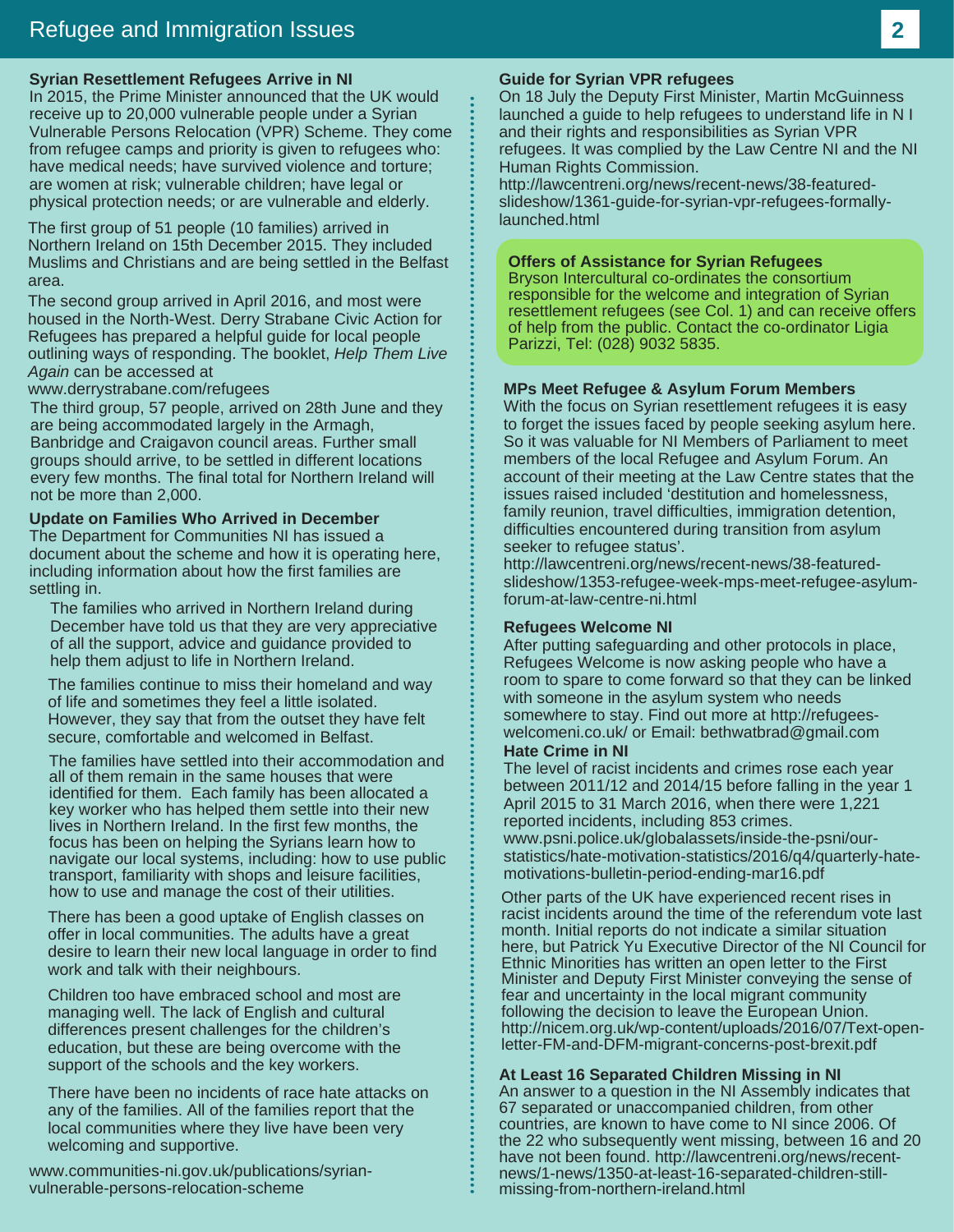# Refugee and Immigration Issues

### Syrian Resettlement Refugees Arrive in NI

In 2015, the Prime Minister announced that the UK would receive up to 20,000 vulnerable people under a Syrian Vulnerable Persons Relocation (VPR) Scheme. They come from refugee camps and priority is given to refugees who: have medical needs; have survived violence and torture; are women at risk; vulnerable children; have legal or physical protection needs; or are vulnerable and elderly.

The first group of 51 people (10 families) arrived in Northern Ireland on 15th December 2015. They included Muslims and Christians and are being settled in the Belfast area.

The second group arrived in April 2016, and most were housed in the North-West. Derry Strabane Civic Action for Refugees has prepared a helpful guide for local people outlining ways of responding. The booklet, *Help Them Live Again* can be accessed at www.derrystrabane.com/refugees

The third group, 57 people, arrived on 28th June and they are being accommodated largely in the Armagh, Banbridge and Craigavon council areas. Further small groups should arrive, to be settled in different locations every few months. The final total for Northern Ireland will not be more than 2,000.

### Update on Families Who Arrived in December

The Department for Communities NI has issued a document about the scheme and how it is operating here, including information about how the first families are settling in.

> The families who arrived in Northern Ireland during December have told us that they are very appreciative of all the support, advice and guidance provided to help them adjust to life in Northern Ireland.
>
> The families continue to miss their homeland and way of life and sometimes they feel a little isolated. However, they say that from the outset they have felt secure, comfortable and welcomed in Belfast.
>
> The families have settled into their accommodation and all of them remain in the same houses that were identified for them. Each family has been allocated a key worker who has helped them settle into their new lives in Northern Ireland. In the first few months, the focus has been on helping the Syrians learn how to navigate our local systems, including: how to use public transport, familiarity with shops and leisure facilities, how to use and manage the cost of their utilities.
>
> There has been a good uptake of English classes on offer in local communities. The adults have a great desire to learn their new local language in order to find work and talk with their neighbours.
>
> Children too have embraced school and most are managing well. The lack of English and cultural differences present challenges for the children's education, but these are being overcome with the support of the schools and the key workers.
>
> There have been no incidents of race hate attacks on any of the families. All of the families report that the local communities where they live have been very welcoming and supportive.

www.communities-ni.gov.uk/publications/syrian-vulnerable-persons-relocation-scheme

### Guide for Syrian VPR refugees

On 18 July the Deputy First Minister, Martin McGuinness launched a guide to help refugees to understand life in N I and their rights and responsibilities as Syrian VPR refugees. It was complied by the Law Centre NI and the NI Human Rights Commission.

http://lawcentreni.org/news/recent-news/38-featured-slideshow/1361-guide-for-syrian-vpr-refugees-formally-launched.html

### Offers of Assistance for Syrian Refugees

Bryson Intercultural co-ordinates the consortium responsible for the welcome and integration of Syrian resettlement refugees (see Col. 1) and can receive offers of help from the public. Contact the co-ordinator Ligia Parizzi, Tel: (028) 9032 5835.

### MPs Meet Refugee & Asylum Forum Members

With the focus on Syrian resettlement refugees it is easy to forget the issues faced by people seeking asylum here. So it was valuable for NI Members of Parliament to meet members of the local Refugee and Asylum Forum. An account of their meeting at the Law Centre states that the issues raised included 'destitution and homelessness, family reunion, travel difficulties, immigration detention, difficulties encountered during transition from asylum seeker to refugee status'.

http://lawcentreni.org/news/recent-news/38-featured-slideshow/1353-refugee-week-mps-meet-refugee-asylum-forum-at-law-centre-ni.html

### Refugees Welcome NI

After putting safeguarding and other protocols in place, Refugees Welcome is now asking people who have a room to spare to come forward so that they can be linked with someone in the asylum system who needs somewhere to stay. Find out more at http://refugees-welcomeni.co.uk/ or Email: bethwatbrad@gmail.com

### Hate Crime in NI

The level of racist incidents and crimes rose each year between 2011/12 and 2014/15 before falling in the year 1 April 2015 to 31 March 2016, when there were 1,221 reported incidents, including 853 crimes.

www.psni.police.uk/globalassets/inside-the-psni/our-statistics/hate-motivation-statistics/2016/q4/quarterly-hate-motivations-bulletin-period-ending-mar16.pdf

Other parts of the UK have experienced recent rises in racist incidents around the time of the referendum vote last month. Initial reports do not indicate a similar situation here, but Patrick Yu Executive Director of the NI Council for Ethnic Minorities has written an open letter to the First Minister and Deputy First Minister conveying the sense of fear and uncertainty in the local migrant community following the decision to leave the European Union.

http://nicem.org.uk/wp-content/uploads/2016/07/Text-open-letter-FM-and-DFM-migrant-concerns-post-brexit.pdf

### At Least 16 Separated Children Missing in NI

An answer to a question in the NI Assembly indicates that 67 separated or unaccompanied children, from other countries, are known to have come to NI since 2006. Of the 22 who subsequently went missing, between 16 and 20 have not been found. http://lawcentreni.org/news/recent-news/1-news/1350-at-least-16-separated-children-still-missing-from-northern-ireland.html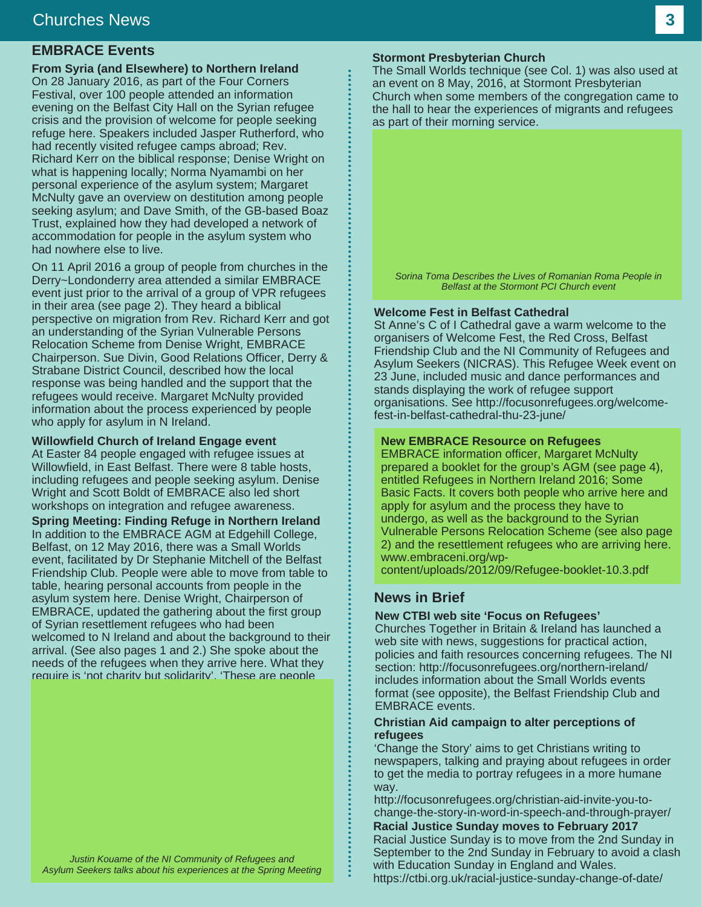## EMBRACE Events

### From Syria (and Elsewhere) to Northern Ireland

On 28 January 2016, as part of the Four Corners Festival, over 100 people attended an information evening on the Belfast City Hall on the Syrian refugee crisis and the provision of welcome for people seeking refuge here. Speakers included Jasper Rutherford, who had recently visited refugee camps abroad; Rev. Richard Kerr on the biblical response; Denise Wright on what is happening locally; Norma Nyamambi on her personal experience of the asylum system; Margaret McNulty gave an overview on destitution among people seeking asylum; and Dave Smith, of the GB-based Boaz Trust, explained how they had developed a network of accommodation for people in the asylum system who had nowhere else to live.

On 11 April 2016 a group of people from churches in the Derry~Londonderry area attended a similar EMBRACE event just prior to the arrival of a group of VPR refugees in their area (see page 2). They heard a biblical perspective on migration from Rev. Richard Kerr and got an understanding of the Syrian Vulnerable Persons Relocation Scheme from Denise Wright, EMBRACE Chairperson. Sue Divin, Good Relations Officer, Derry & Strabane District Council, described how the local response was being handled and the support that the refugees would receive. Margaret McNulty provided information about the process experienced by people who apply for asylum in N Ireland.

### Willowfield Church of Ireland Engage event

At Easter 84 people engaged with refugee issues at Willowfield, in East Belfast. There were 8 table hosts, including refugees and people seeking asylum. Denise Wright and Scott Boldt of EMBRACE also led short workshops on integration and refugee awareness.

### Spring Meeting: Finding Refuge in Northern Ireland

In addition to the EMBRACE AGM at Edgehill College, Belfast, on 12 May 2016, there was a Small Worlds event, facilitated by Dr Stephanie Mitchell of the Belfast Friendship Club. People were able to move from table to table, hearing personal accounts from people in the asylum system here. Denise Wright, Chairperson of EMBRACE, updated the gathering about the first group of Syrian resettlement refugees who had been welcomed to N Ireland and about the background to their arrival. (See also pages 1 and 2.) She spoke about the needs of the refugees when they arrive here. What they require is 'not charity but solidarity'. 'These are people

*Justin Kouame of the NI Community of Refugees and Asylum Seekers talks about his experiences at the Spring Meeting*

### Stormont Presbyterian Church

The Small Worlds technique (see Col. 1) was also used at an event on 8 May, 2016, at Stormont Presbyterian Church when some members of the congregation came to the hall to hear the experiences of migrants and refugees as part of their morning service.

*Sorina Toma Describes the Lives of Romanian Roma People in Belfast at the Stormont PCI Church event*

### Welcome Fest in Belfast Cathedral

St Anne's C of I Cathedral gave a warm welcome to the organisers of Welcome Fest, the Red Cross, Belfast Friendship Club and the NI Community of Refugees and Asylum Seekers (NICRAS). This Refugee Week event on 23 June, included music and dance performances and stands displaying the work of refugee support organisations. See http://focusonrefugees.org/welcome-fest-in-belfast-cathedral-thu-23-june/

### New EMBRACE Resource on Refugees

EMBRACE information officer, Margaret McNulty prepared a booklet for the group's AGM (see page 4), entitled Refugees in Northern Ireland 2016; Some Basic Facts. It covers both people who arrive here and apply for asylum and the process they have to undergo, as well as the background to the Syrian Vulnerable Persons Relocation Scheme (see also page 2) and the resettlement refugees who are arriving here. www.embraceni.org/wp-content/uploads/2012/09/Refugee-booklet-10.3.pdf

## News in Brief

### New CTBI web site 'Focus on Refugees'

Churches Together in Britain & Ireland has launched a web site with news, suggestions for practical action, policies and faith resources concerning refugees. The NI section: http://focusonrefugees.org/northern-ireland/ includes information about the Small Worlds events format (see opposite), the Belfast Friendship Club and EMBRACE events.

### Christian Aid campaign to alter perceptions of refugees

'Change the Story' aims to get Christians writing to newspapers, talking and praying about refugees in order to get the media to portray refugees in a more humane way.

http://focusonrefugees.org/christian-aid-invite-you-to-change-the-story-in-word-in-speech-and-through-prayer/

### Racial Justice Sunday moves to February 2017

Racial Justice Sunday is to move from the 2nd Sunday in September to the 2nd Sunday in February to avoid a clash with Education Sunday in England and Wales.
https://ctbi.org.uk/racial-justice-sunday-change-of-date/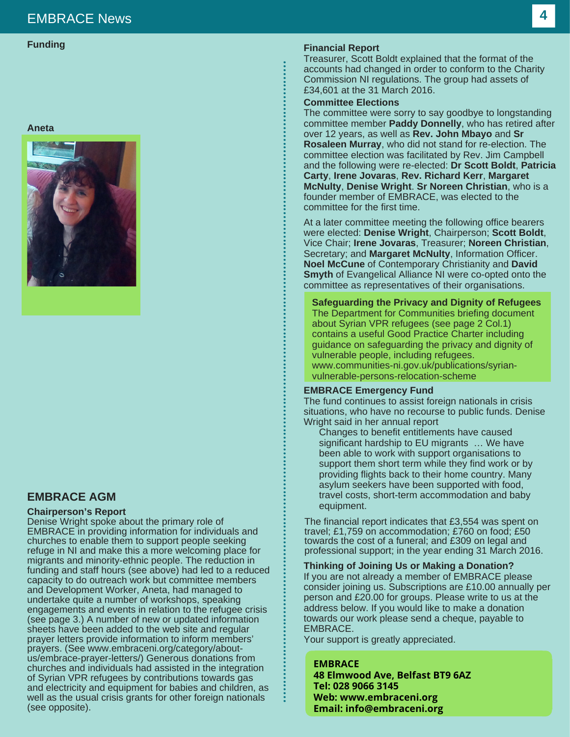**Funding**

**Aneta**

## EMBRACE AGM

### Chairperson's Report

Denise Wright spoke about the primary role of EMBRACE in providing information for individuals and churches to enable them to support people seeking refuge in NI and make this a more welcoming place for migrants and minority-ethnic people. The reduction in funding and staff hours (see above) had led to a reduced capacity to do outreach work but committee members and Development Worker, Aneta, had managed to undertake quite a number of workshops, speaking engagements and events in relation to the refugee crisis (see page 3.) A number of new or updated information sheets have been added to the web site and regular prayer letters provide information to inform members' prayers. (See www.embraceni.org/category/about-us/embrace-prayer-letters/) Generous donations from churches and individuals had assisted in the integration of Syrian VPR refugees by contributions towards gas and electricity and equipment for babies and children, as well as the usual crisis grants for other foreign nationals (see opposite).

### Financial Report

Treasurer, Scott Boldt explained that the format of the accounts had changed in order to conform to the Charity Commission NI regulations. The group had assets of £34,601 at the 31 March 2016.

### Committee Elections

The committee were sorry to say goodbye to longstanding committee member **Paddy Donnelly**, who has retired after over 12 years, as well as **Rev. John Mbayo** and **Sr Rosaleen Murray**, who did not stand for re-election. The committee election was facilitated by Rev. Jim Campbell and the following were re-elected: **Dr Scott Boldt**, **Patricia Carty**, **Irene Jovaras**, **Rev. Richard Kerr**, **Margaret McNulty**, **Denise Wright**. **Sr Noreen Christian**, who is a founder member of EMBRACE, was elected to the committee for the first time.

At a later committee meeting the following office bearers were elected: **Denise Wright**, Chairperson; **Scott Boldt**, Vice Chair; **Irene Jovaras**, Treasurer; **Noreen Christian**, Secretary; and **Margaret McNulty**, Information Officer. **Noel McCune** of Contemporary Christianity and **David Smyth** of Evangelical Alliance NI were co-opted onto the committee as representatives of their organisations.

**Safeguarding the Privacy and Dignity of Refugees**
The Department for Communities briefing document about Syrian VPR refugees (see page 2 Col.1) contains a useful Good Practice Charter including guidance on safeguarding the privacy and dignity of vulnerable people, including refugees. www.communities-ni.gov.uk/publications/syrian-vulnerable-persons-relocation-scheme

### EMBRACE Emergency Fund

The fund continues to assist foreign nationals in crisis situations, who have no recourse to public funds. Denise Wright said in her annual report

> Changes to benefit entitlements have caused significant hardship to EU migrants … We have been able to work with support organisations to support them short term while they find work or by providing flights back to their home country. Many asylum seekers have been supported with food, travel costs, short-term accommodation and baby equipment.

The financial report indicates that £3,554 was spent on travel; £1,759 on accommodation; £760 on food; £50 towards the cost of a funeral; and £309 on legal and professional support; in the year ending 31 March 2016.

### Thinking of Joining Us or Making a Donation?

If you are not already a member of EMBRACE please consider joining us. Subscriptions are £10.00 annually per person and £20.00 for groups. Please write to us at the address below. If you would like to make a donation towards our work please send a cheque, payable to EMBRACE.
Your support is greatly appreciated.

**EMBRACE**
**48 Elmwood Ave, Belfast BT9 6AZ**
**Tel: 028 9066 3145**
**Web: www.embraceni.org**
**Email: info@embraceni.org**